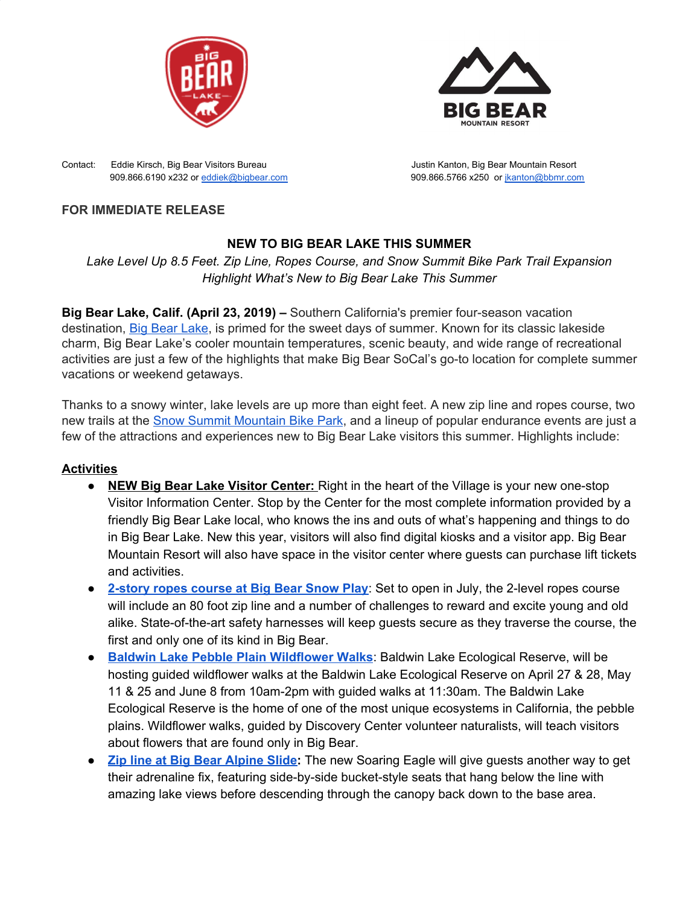Contact: Eddie Kirsch, Big Bear Visitors Bureau
909.866.6190 x232 or eddiek@bigbear.com

Justin Kanton, Big Bear Mountain Resort
909.866.5766 x250 or jkanton@bbmr.com

**FOR IMMEDIATE RELEASE**

## NEW TO BIG BEAR LAKE THIS SUMMER

*Lake Level Up 8.5 Feet. Zip Line, Ropes Course, and Snow Summit Bike Park Trail Expansion Highlight What's New to Big Bear Lake This Summer*

**Big Bear Lake, Calif. (April 23, 2019) –** Southern California's premier four-season vacation destination, Big Bear Lake, is primed for the sweet days of summer. Known for its classic lakeside charm, Big Bear Lake's cooler mountain temperatures, scenic beauty, and wide range of recreational activities are just a few of the highlights that make Big Bear SoCal's go-to location for complete summer vacations or weekend getaways.

Thanks to a snowy winter, lake levels are up more than eight feet. A new zip line and ropes course, two new trails at the Snow Summit Mountain Bike Park, and a lineup of popular endurance events are just a few of the attractions and experiences new to Big Bear Lake visitors this summer. Highlights include:

### Activities

- **NEW Big Bear Lake Visitor Center:** Right in the heart of the Village is your new one-stop Visitor Information Center. Stop by the Center for the most complete information provided by a friendly Big Bear Lake local, who knows the ins and outs of what's happening and things to do in Big Bear Lake. New this year, visitors will also find digital kiosks and a visitor app. Big Bear Mountain Resort will also have space in the visitor center where guests can purchase lift tickets and activities.
- **2-story ropes course at Big Bear Snow Play**: Set to open in July, the 2-level ropes course will include an 80 foot zip line and a number of challenges to reward and excite young and old alike. State-of-the-art safety harnesses will keep guests secure as they traverse the course, the first and only one of its kind in Big Bear.
- **Baldwin Lake Pebble Plain Wildflower Walks**: Baldwin Lake Ecological Reserve, will be hosting guided wildflower walks at the Baldwin Lake Ecological Reserve on April 27 & 28, May 11 & 25 and June 8 from 10am-2pm with guided walks at 11:30am. The Baldwin Lake Ecological Reserve is the home of one of the most unique ecosystems in California, the pebble plains. Wildflower walks, guided by Discovery Center volunteer naturalists, will teach visitors about flowers that are found only in Big Bear.
- **Zip line at Big Bear Alpine Slide:** The new Soaring Eagle will give guests another way to get their adrenaline fix, featuring side-by-side bucket-style seats that hang below the line with amazing lake views before descending through the canopy back down to the base area.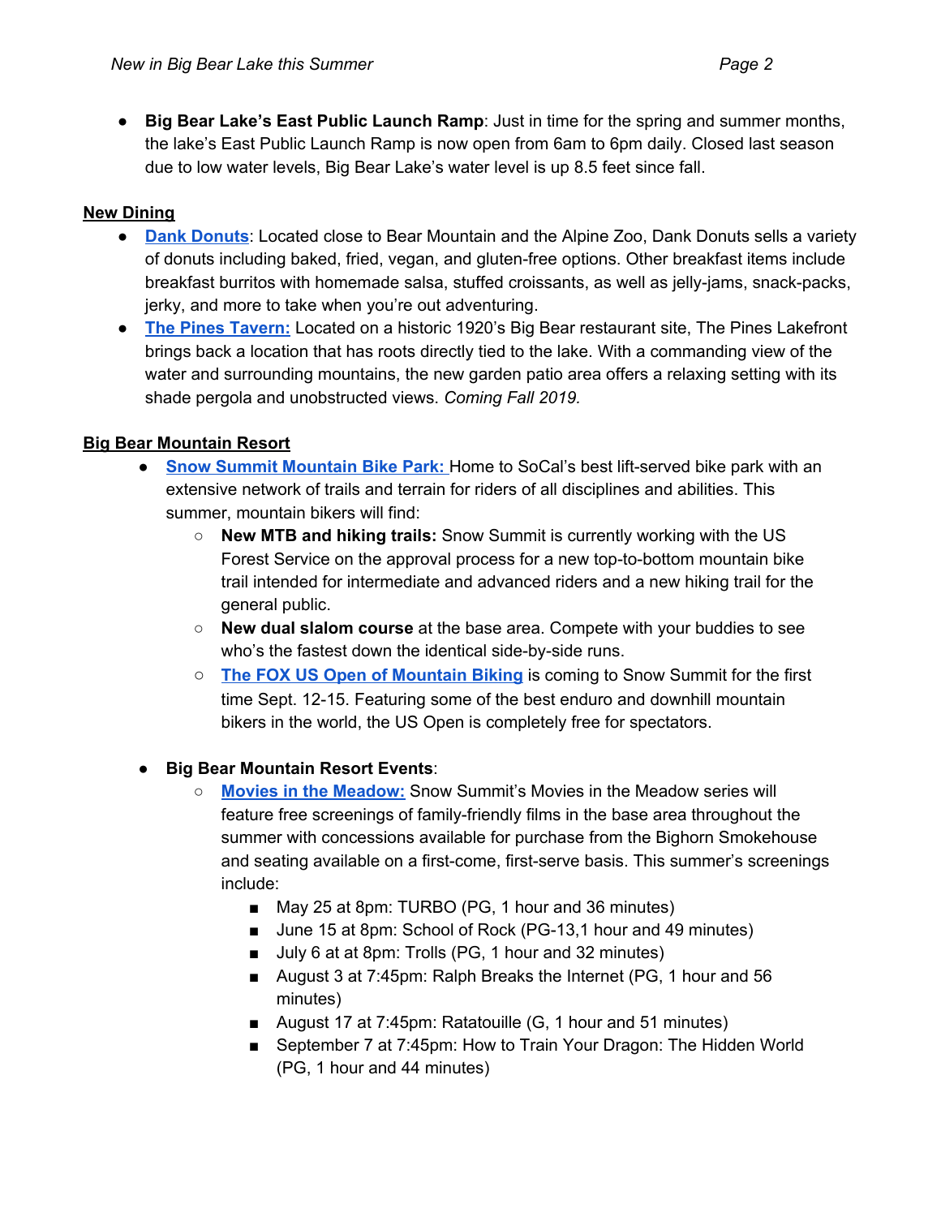- **Big Bear Lake's East Public Launch Ramp**: Just in time for the spring and summer months, the lake's East Public Launch Ramp is now open from 6am to 6pm daily. Closed last season due to low water levels, Big Bear Lake's water level is up 8.5 feet since fall.

**New Dining**

- **Dank Donuts**: Located close to Bear Mountain and the Alpine Zoo, Dank Donuts sells a variety of donuts including baked, fried, vegan, and gluten-free options. Other breakfast items include breakfast burritos with homemade salsa, stuffed croissants, as well as jelly-jams, snack-packs, jerky, and more to take when you're out adventuring.
- **The Pines Tavern:** Located on a historic 1920's Big Bear restaurant site, The Pines Lakefront brings back a location that has roots directly tied to the lake. With a commanding view of the water and surrounding mountains, the new garden patio area offers a relaxing setting with its shade pergola and unobstructed views. *Coming Fall 2019.*

**Big Bear Mountain Resort**

- **Snow Summit Mountain Bike Park:** Home to SoCal's best lift-served bike park with an extensive network of trails and terrain for riders of all disciplines and abilities. This summer, mountain bikers will find:
  - **New MTB and hiking trails:** Snow Summit is currently working with the US Forest Service on the approval process for a new top-to-bottom mountain bike trail intended for intermediate and advanced riders and a new hiking trail for the general public.
  - **New dual slalom course** at the base area. Compete with your buddies to see who's the fastest down the identical side-by-side runs.
  - **The FOX US Open of Mountain Biking** is coming to Snow Summit for the first time Sept. 12-15. Featuring some of the best enduro and downhill mountain bikers in the world, the US Open is completely free for spectators.

- **Big Bear Mountain Resort Events**:
  - **Movies in the Meadow:** Snow Summit's Movies in the Meadow series will feature free screenings of family-friendly films in the base area throughout the summer with concessions available for purchase from the Bighorn Smokehouse and seating available on a first-come, first-serve basis. This summer's screenings include:
    - May 25 at 8pm: TURBO (PG, 1 hour and 36 minutes)
    - June 15 at 8pm: School of Rock (PG-13,1 hour and 49 minutes)
    - July 6 at at 8pm: Trolls (PG, 1 hour and 32 minutes)
    - August 3 at 7:45pm: Ralph Breaks the Internet (PG, 1 hour and 56 minutes)
    - August 17 at 7:45pm: Ratatouille (G, 1 hour and 51 minutes)
    - September 7 at 7:45pm: How to Train Your Dragon: The Hidden World (PG, 1 hour and 44 minutes)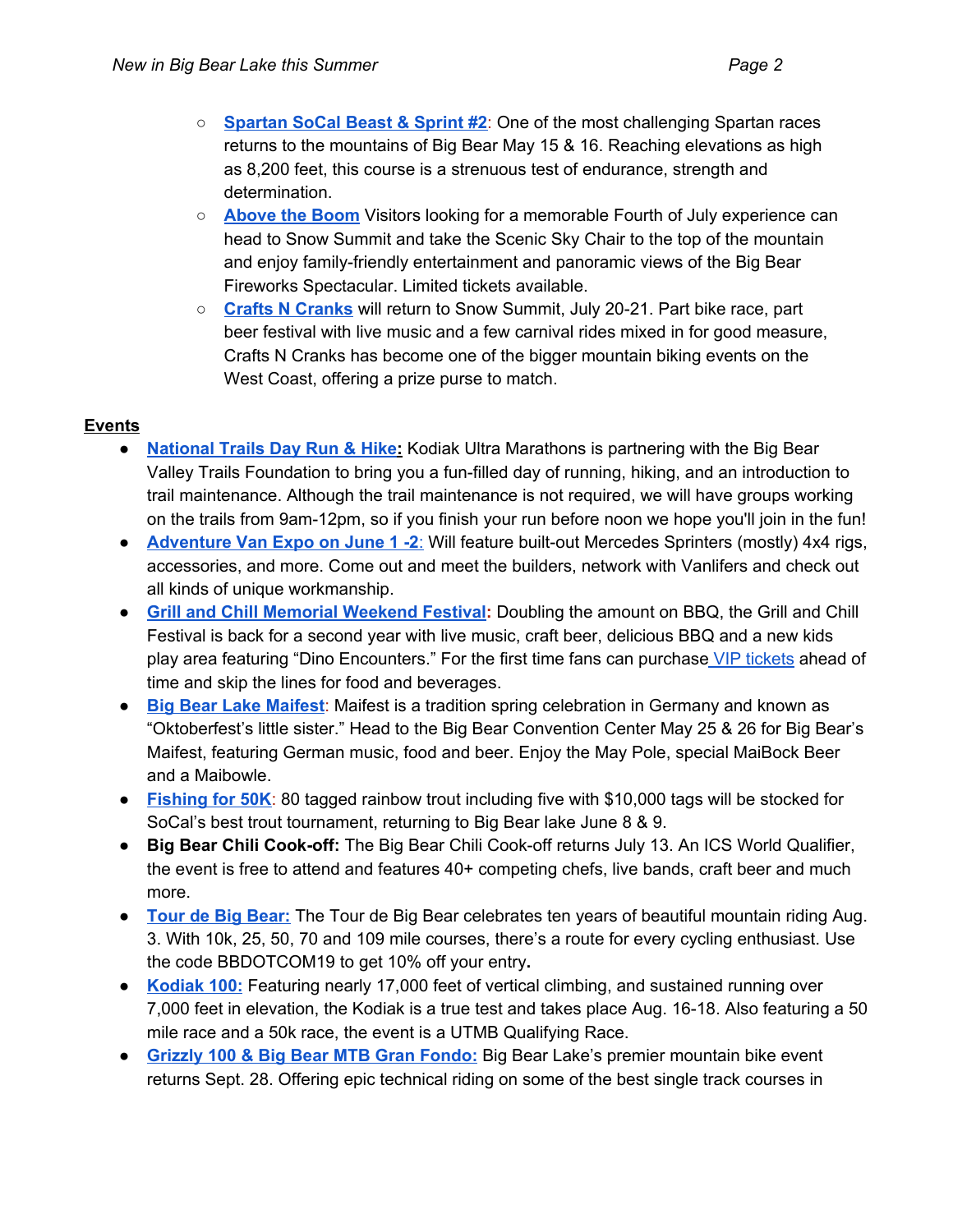- **Spartan SoCal Beast & Sprint #2**: One of the most challenging Spartan races returns to the mountains of Big Bear May 15 & 16. Reaching elevations as high as 8,200 feet, this course is a strenuous test of endurance, strength and determination.
- **Above the Boom** Visitors looking for a memorable Fourth of July experience can head to Snow Summit and take the Scenic Sky Chair to the top of the mountain and enjoy family-friendly entertainment and panoramic views of the Big Bear Fireworks Spectacular. Limited tickets available.
- **Crafts N Cranks** will return to Snow Summit, July 20-21. Part bike race, part beer festival with live music and a few carnival rides mixed in for good measure, Crafts N Cranks has become one of the bigger mountain biking events on the West Coast, offering a prize purse to match.

**Events**

- **National Trails Day Run & Hike:** Kodiak Ultra Marathons is partnering with the Big Bear Valley Trails Foundation to bring you a fun-filled day of running, hiking, and an introduction to trail maintenance. Although the trail maintenance is not required, we will have groups working on the trails from 9am-12pm, so if you finish your run before noon we hope you'll join in the fun!
- **Adventure Van Expo on June 1 -2:** Will feature built-out Mercedes Sprinters (mostly) 4x4 rigs, accessories, and more. Come out and meet the builders, network with Vanlifers and check out all kinds of unique workmanship.
- **Grill and Chill Memorial Weekend Festival:** Doubling the amount on BBQ, the Grill and Chill Festival is back for a second year with live music, craft beer, delicious BBQ and a new kids play area featuring "Dino Encounters." For the first time fans can purchase VIP tickets ahead of time and skip the lines for food and beverages.
- **Big Bear Lake Maifest**: Maifest is a tradition spring celebration in Germany and known as "Oktoberfest's little sister." Head to the Big Bear Convention Center May 25 & 26 for Big Bear's Maifest, featuring German music, food and beer. Enjoy the May Pole, special MaiBock Beer and a Maibowle.
- **Fishing for 50K**: 80 tagged rainbow trout including five with $10,000 tags will be stocked for SoCal's best trout tournament, returning to Big Bear lake June 8 & 9.
- **Big Bear Chili Cook-off:** The Big Bear Chili Cook-off returns July 13. An ICS World Qualifier, the event is free to attend and features 40+ competing chefs, live bands, craft beer and much more.
- **Tour de Big Bear:** The Tour de Big Bear celebrates ten years of beautiful mountain riding Aug. 3. With 10k, 25, 50, 70 and 109 mile courses, there's a route for every cycling enthusiast. Use the code BBDOTCOM19 to get 10% off your entry.
- **Kodiak 100:** Featuring nearly 17,000 feet of vertical climbing, and sustained running over 7,000 feet in elevation, the Kodiak is a true test and takes place Aug. 16-18. Also featuring a 50 mile race and a 50k race, the event is a UTMB Qualifying Race.
- **Grizzly 100 & Big Bear MTB Gran Fondo:** Big Bear Lake's premier mountain bike event returns Sept. 28. Offering epic technical riding on some of the best single track courses in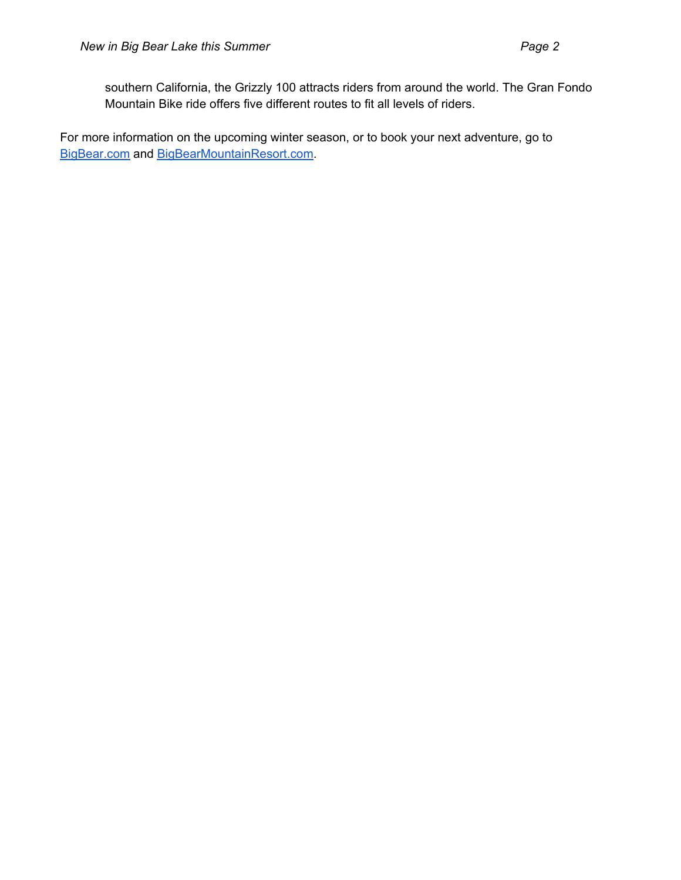southern California, the Grizzly 100 attracts riders from around the world. The Gran Fondo Mountain Bike ride offers five different routes to fit all levels of riders.

For more information on the upcoming winter season, or to book your next adventure, go to [BigBear.com](BigBear.com) and [BigBearMountainResort.com](BigBearMountainResort.com).